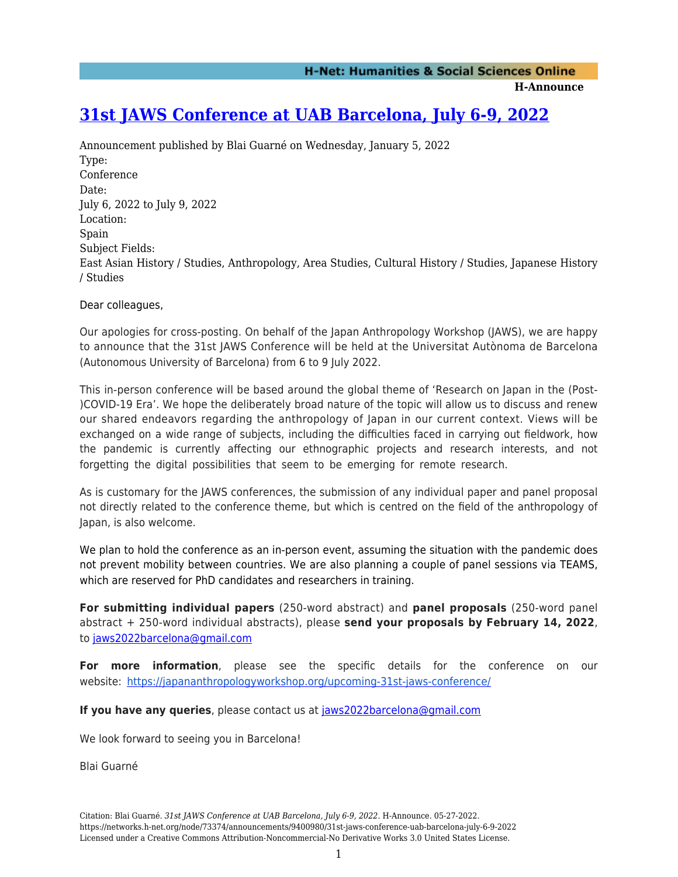# [31st JAWS Conference at UAB Barcelona, July 6-9, 2022](https://networks.h-net.org/node/73374/announcements/9400980/31st-jaws-conference-uab-barcelona-july-6-9-2022)

Announcement published by Blai Guarné on Wednesday, January 5, 2022

Type:
Conference

Date:
July 6, 2022 to July 9, 2022

Location:
Spain

Subject Fields:
East Asian History / Studies, Anthropology, Area Studies, Cultural History / Studies, Japanese History / Studies

Dear colleagues,

Our apologies for cross-posting. On behalf of the Japan Anthropology Workshop (JAWS), we are happy to announce that the 31st JAWS Conference will be held at the Universitat Autònoma de Barcelona (Autonomous University of Barcelona) from 6 to 9 July 2022.

This in-person conference will be based around the global theme of 'Research on Japan in the (Post-)COVID-19 Era'. We hope the deliberately broad nature of the topic will allow us to discuss and renew our shared endeavors regarding the anthropology of Japan in our current context. Views will be exchanged on a wide range of subjects, including the difficulties faced in carrying out fieldwork, how the pandemic is currently affecting our ethnographic projects and research interests, and not forgetting the digital possibilities that seem to be emerging for remote research.

As is customary for the JAWS conferences, the submission of any individual paper and panel proposal not directly related to the conference theme, but which is centred on the field of the anthropology of Japan, is also welcome.

We plan to hold the conference as an in-person event, assuming the situation with the pandemic does not prevent mobility between countries. We are also planning a couple of panel sessions via TEAMS, which are reserved for PhD candidates and researchers in training.

**For submitting individual papers** (250-word abstract) and **panel proposals** (250-word panel abstract + 250-word individual abstracts), please **send your proposals by February 14, 2022**, to [jaws2022barcelona@gmail.com](mailto:jaws2022barcelona@gmail.com)

**For more information**, please see the specific details for the conference on our website: [https://japananthropologyworkshop.org/upcoming-31st-jaws-conference/](https://japananthropologyworkshop.org/upcoming-31st-jaws-conference/)

**If you have any queries**, please contact us at [jaws2022barcelona@gmail.com](mailto:jaws2022barcelona@gmail.com)

We look forward to seeing you in Barcelona!

Blai Guarné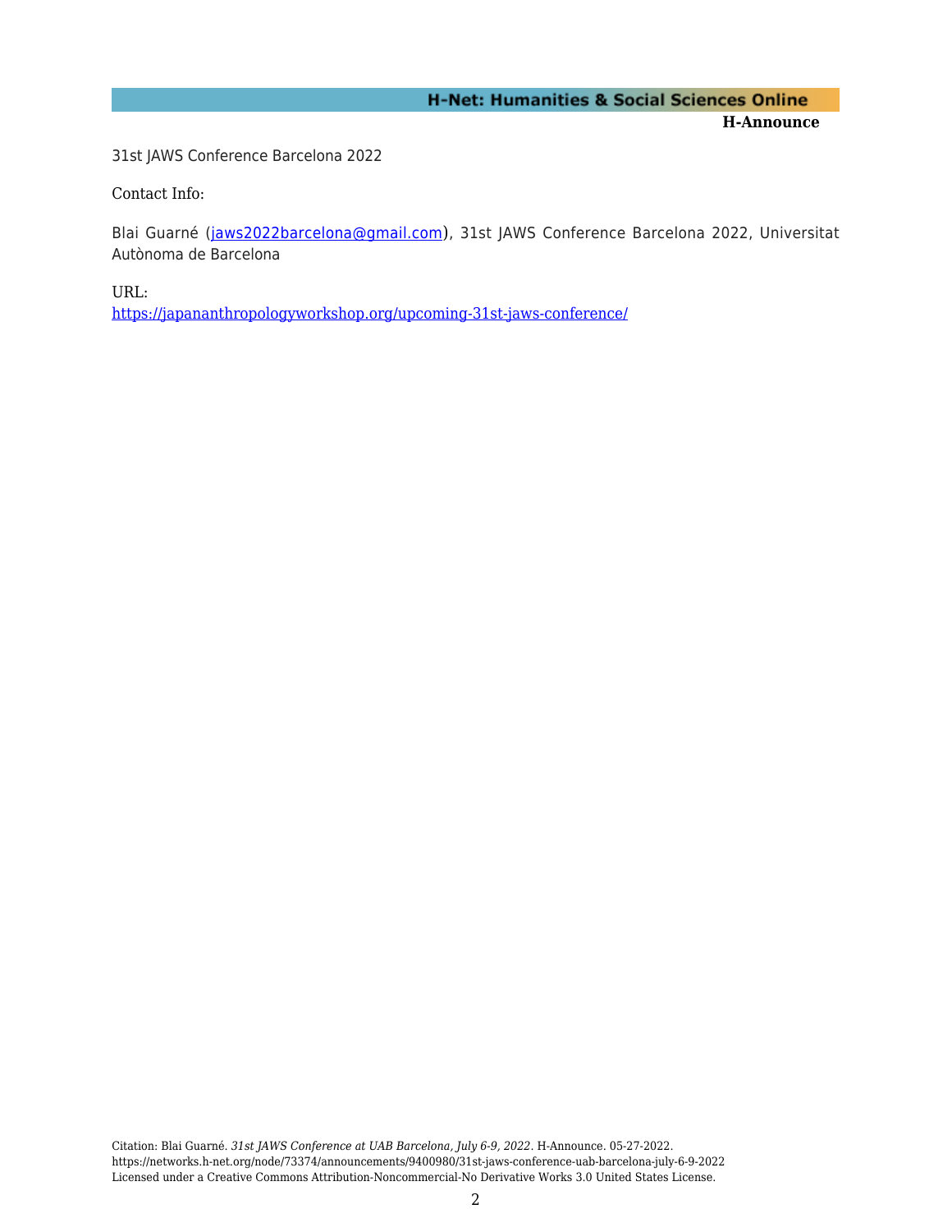31st JAWS Conference Barcelona 2022

Contact Info:

Blai Guarné (jaws2022barcelona@gmail.com), 31st JAWS Conference Barcelona 2022, Universitat Autònoma de Barcelona

URL:
https://japananthropologyworkshop.org/upcoming-31st-jaws-conference/